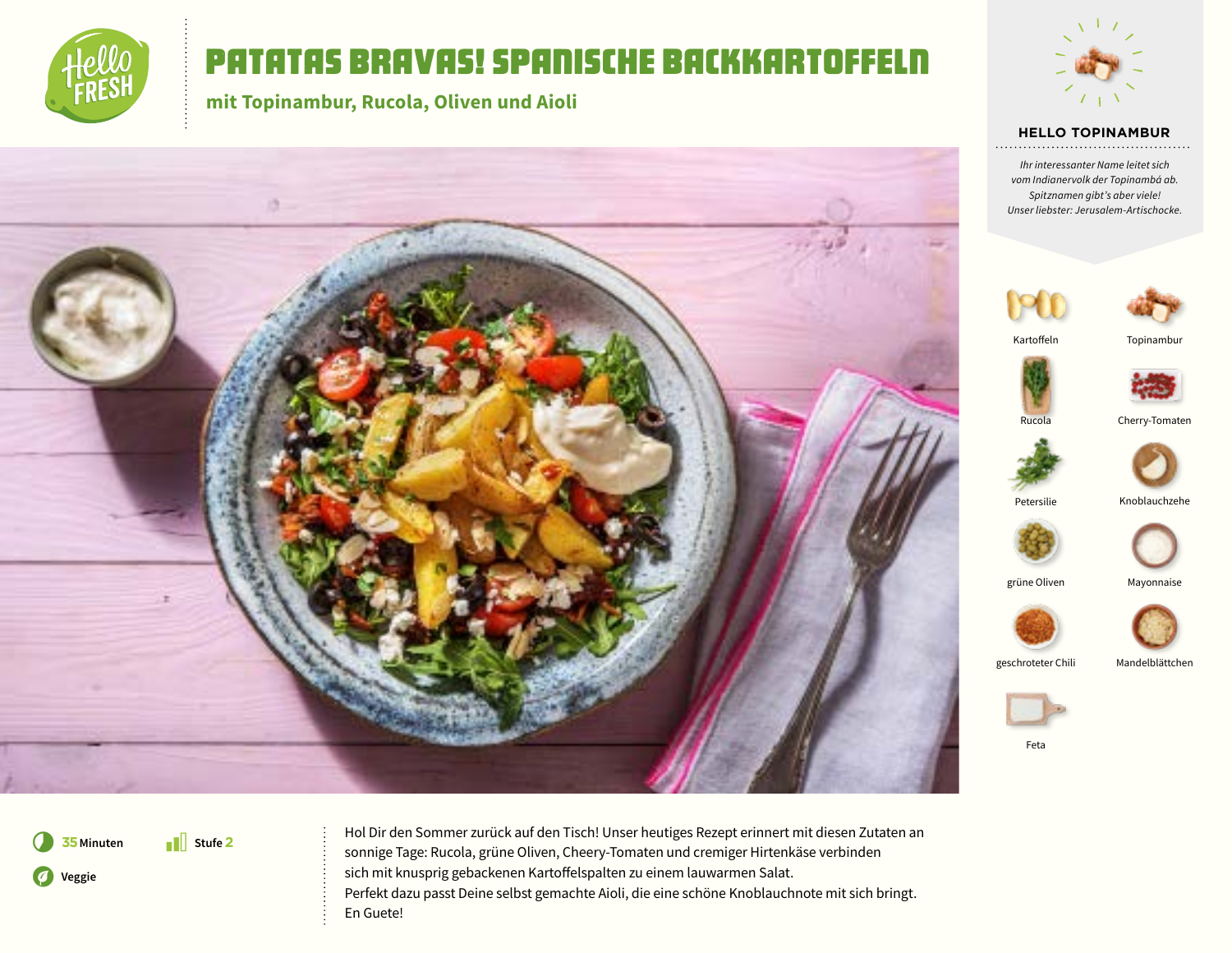# PATATAS BRAVAS! SPANISCHE BACKKARTOFFELN

## mit Topinambur, Rucola, Oliven und Aioli

### HELLO TOPINAMBUR

*Ihr interessanter Name leitet sich vom Indianervolk der Topinambá ab. Spitznamen gibt's aber viele! Unser liebster: Jerusalem-Artischocke.*

- Kartoffeln
- Topinambur
- Rucola
- Cherry-Tomaten
- Petersilie
- Knoblauchzehe
- grüne Oliven
- Mayonnaise
- geschroteter Chili
- Mandelblättchen
- Feta

**35** Minuten

Stufe **2**

Veggie

Hol Dir den Sommer zurück auf den Tisch! Unser heutiges Rezept erinnert mit diesen Zutaten an sonnige Tage: Rucola, grüne Oliven, Cheery-Tomaten und cremiger Hirtenkäse verbinden sich mit knusprig gebackenen Kartoffelspalten zu einem lauwarmen Salat.
Perfekt dazu passt Deine selbst gemachte Aioli, die eine schöne Knoblauchnote mit sich bringt.
En Guete!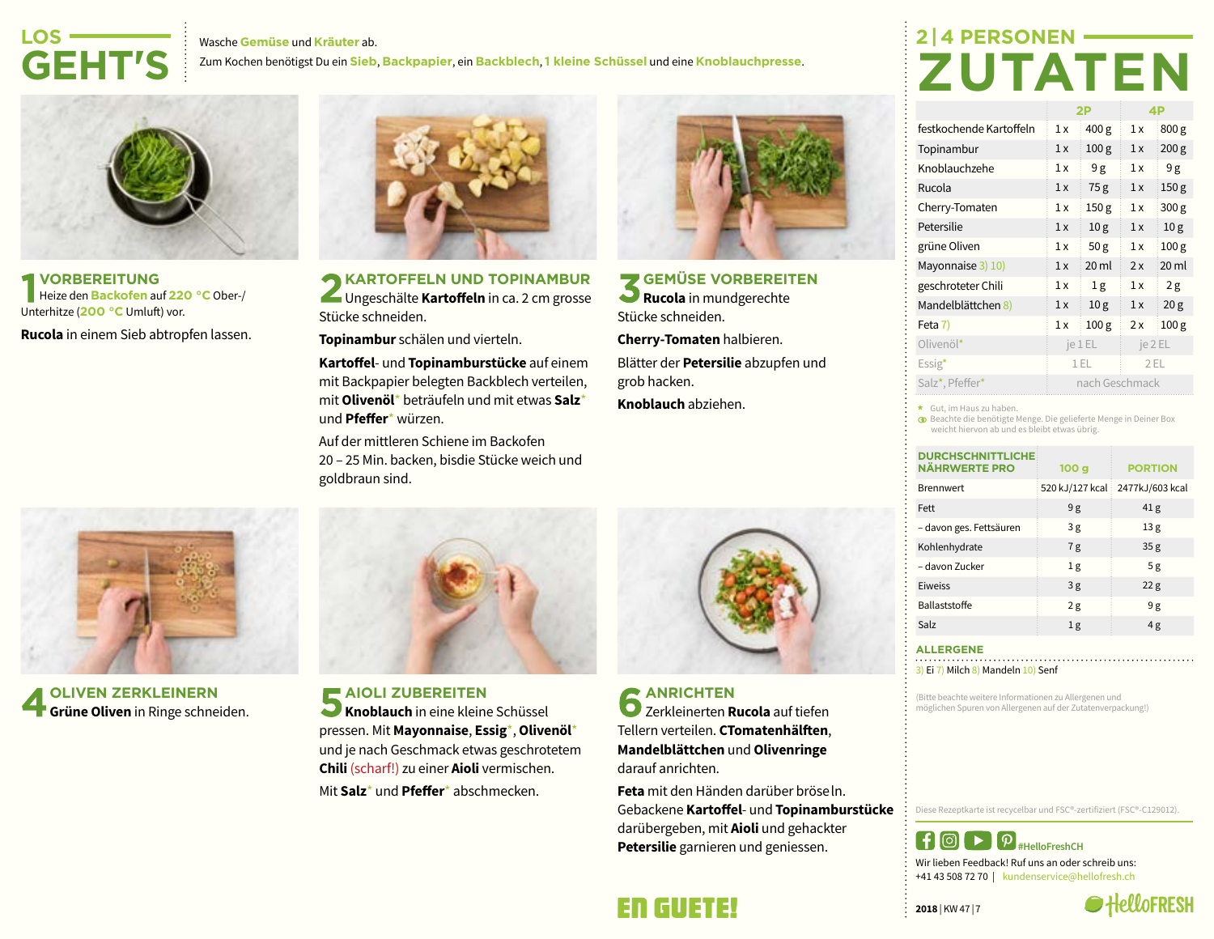# LOS GEHT'S

Wasche **Gemüse** und **Kräuter** ab.

Zum Kochen benötigst Du ein **Sieb**, **Backpapier**, ein **Backblech**, **1 kleine Schüssel** und eine **Knoblauchpresse**.

## 1 VORBEREITUNG

Heize den **Backofen** auf **220 °C** Ober-/ Unterhitze (**200 °C** Umluft) vor.

**Rucola** in einem Sieb abtropfen lassen.

## 2 KARTOFFELN UND TOPINAMBUR

Ungeschälte **Kartoffeln** in ca. 2 cm grosse Stücke schneiden.

**Topinambur** schälen und vierteln.

**Kartoffel**- und **Topinamburstücke** auf einem mit Backpapier belegten Backblech verteilen, mit **Olivenöl*** beträufeln und mit etwas **Salz*** und **Pfeffer*** würzen.

Auf der mittleren Schiene im Backofen 20 – 25 Min. backen, bisdie Stücke weich und goldbraun sind.

## 3 GEMÜSE VORBEREITEN

**Rucola** in mundgerechte Stücke schneiden.

**Cherry-Tomaten** halbieren.

Blätter der **Petersilie** abzupfen und grob hacken.

**Knoblauch** abziehen.

## 4 OLIVEN ZERKLEINERN

**Grüne Oliven** in Ringe schneiden.

## 5 AIOLI ZUBEREITEN

**Knoblauch** in eine kleine Schüssel pressen. Mit **Mayonnaise**, **Essig***, **Olivenöl*** und je nach Geschmack etwas geschrotetem **Chili** (scharf!) zu einer **Aioli** vermischen.

Mit **Salz*** und **Pfeffer*** abschmecken.

## 6 ANRICHTEN

Zerkleinerten **Rucola** auf tiefen Tellern verteilen. **CTomatenhälften**, **Mandelblättchen** und **Olivenringe** darauf anrichten.

**Feta** mit den Händen darüber bröseln. Gebackene **Kartoffel**- und **Topinamburstücke** darübergeben, mit **Aioli** und gehackter **Petersilie** garnieren und geniessen.

**EN GUETE!**

# 2 | 4 PERSONEN ZUTATEN

| | 2P | | 4P | |
|---|---|---|---|---|
| festkochende Kartoffeln | 1 x | 400 g | 1 x | 800 g |
| Topinambur | 1 x | 100 g | 1 x | 200 g |
| Knoblauchzehe | 1 x | 9 g | 1 x | 9 g |
| Rucola | 1 x | 75 g | 1 x | 150 g |
| Cherry-Tomaten | 1 x | 150 g | 1 x | 300 g |
| Petersilie | 1 x | 10 g | 1 x | 10 g |
| grüne Oliven | 1 x | 50 g | 1 x | 100 g |
| Mayonnaise 3) 10) | 1 x | 20 ml | 2 x | 20 ml |
| geschroteter Chili | 1 x | 1 g | 1 x | 2 g |
| Mandelblättchen 8) | 1 x | 10 g | 1 x | 20 g |
| Feta 7) | 1 x | 100 g | 2 x | 100 g |
| Olivenöl* | je 1 EL | | je 2 EL | |
| Essig* | 1 EL | | 2 EL | |
| Salz*, Pfeffer* | nach Geschmack | | | |

\* Gut, im Haus zu haben.
Beachte die benötigte Menge. Die gelieferte Menge in Deiner Box weicht hiervon ab und es bleibt etwas übrig.

| DURCHSCHNITTLICHE NÄHRWERTE PRO | 100 g | PORTION |
|---|---|---|
| Brennwert | 520 kJ/127 kcal | 2477kJ/603 kcal |
| Fett | 9 g | 41 g |
| – davon ges. Fettsäuren | 3 g | 13 g |
| Kohlenhydrate | 7 g | 35 g |
| – davon Zucker | 1 g | 5 g |
| Eiweiss | 3 g | 22 g |
| Ballaststoffe | 2 g | 9 g |
| Salz | 1 g | 4 g |

## ALLERGENE

3) Ei 7) Milch 8) Mandeln 10) Senf

(Bitte beachte weitere Informationen zu Allergenen und möglichen Spuren von Allergenen auf der Zutatenverpackung!)

Diese Rezeptkarte ist recycelbar und FSC®-zertifiziert (FSC®-C129012).

#HelloFreshCH

Wir lieben Feedback! Ruf uns an oder schreib uns:
+41 43 508 72 70 | kundenservice@hellofresh.ch

2018 | KW 47 | 7

HelloFRESH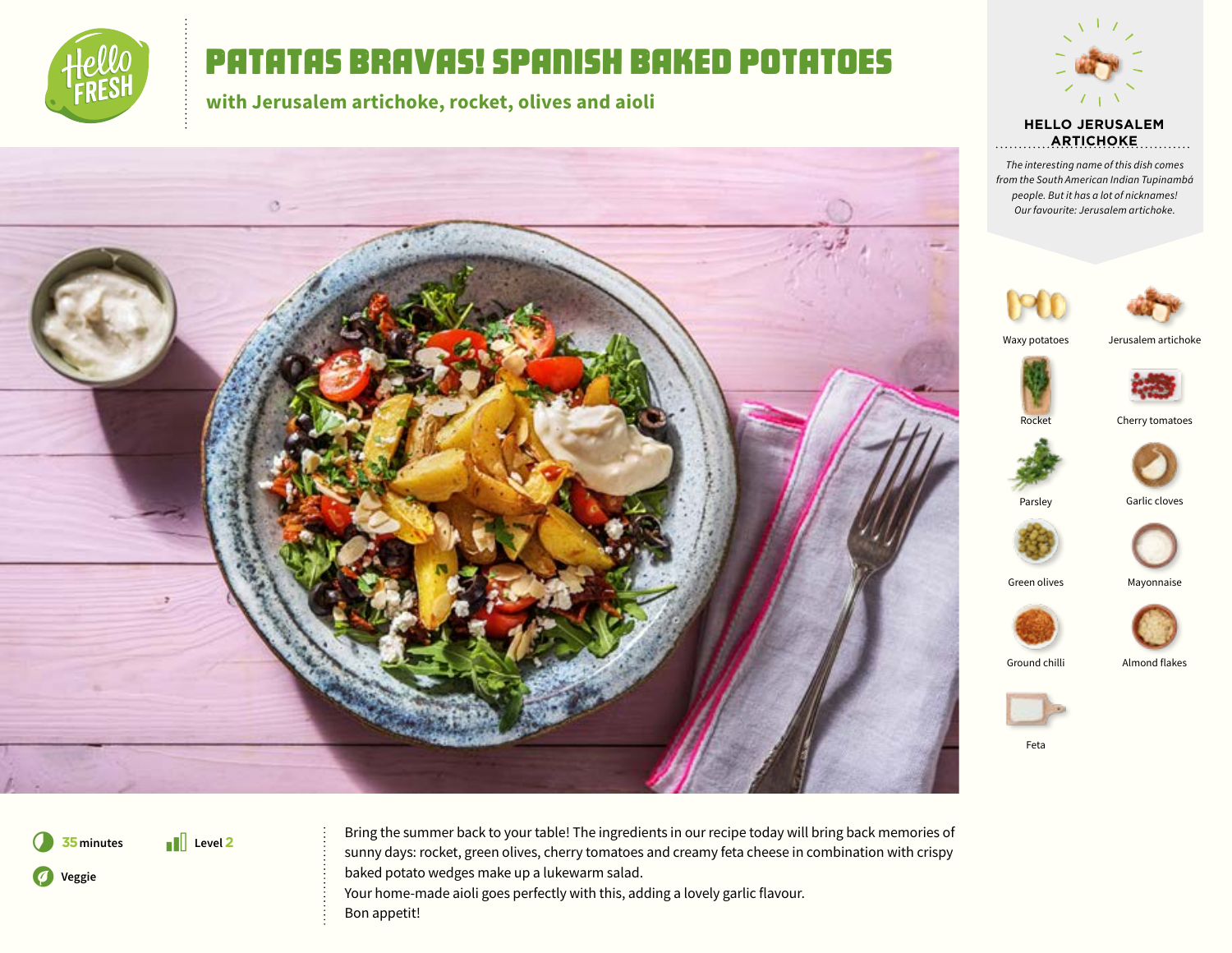# PATATAS BRAVAS! SPANISH BAKED POTATOES

**with Jerusalem artichoke, rocket, olives and aioli**

### HELLO JERUSALEM ARTICHOKE

*The interesting name of this dish comes from the South American Indian Tupinambá people. But it has a lot of nicknames! Our favourite: Jerusalem artichoke.*

- Waxy potatoes
- Jerusalem artichoke
- Rocket
- Cherry tomatoes
- Parsley
- Garlic cloves
- Green olives
- Mayonnaise
- Ground chilli
- Almond flakes
- Feta

**35 minutes**

**Level 2**

**Veggie**

Bring the summer back to your table! The ingredients in our recipe today will bring back memories of sunny days: rocket, green olives, cherry tomatoes and creamy feta cheese in combination with crispy baked potato wedges make up a lukewarm salad.
Your home-made aioli goes perfectly with this, adding a lovely garlic flavour.
Bon appetit!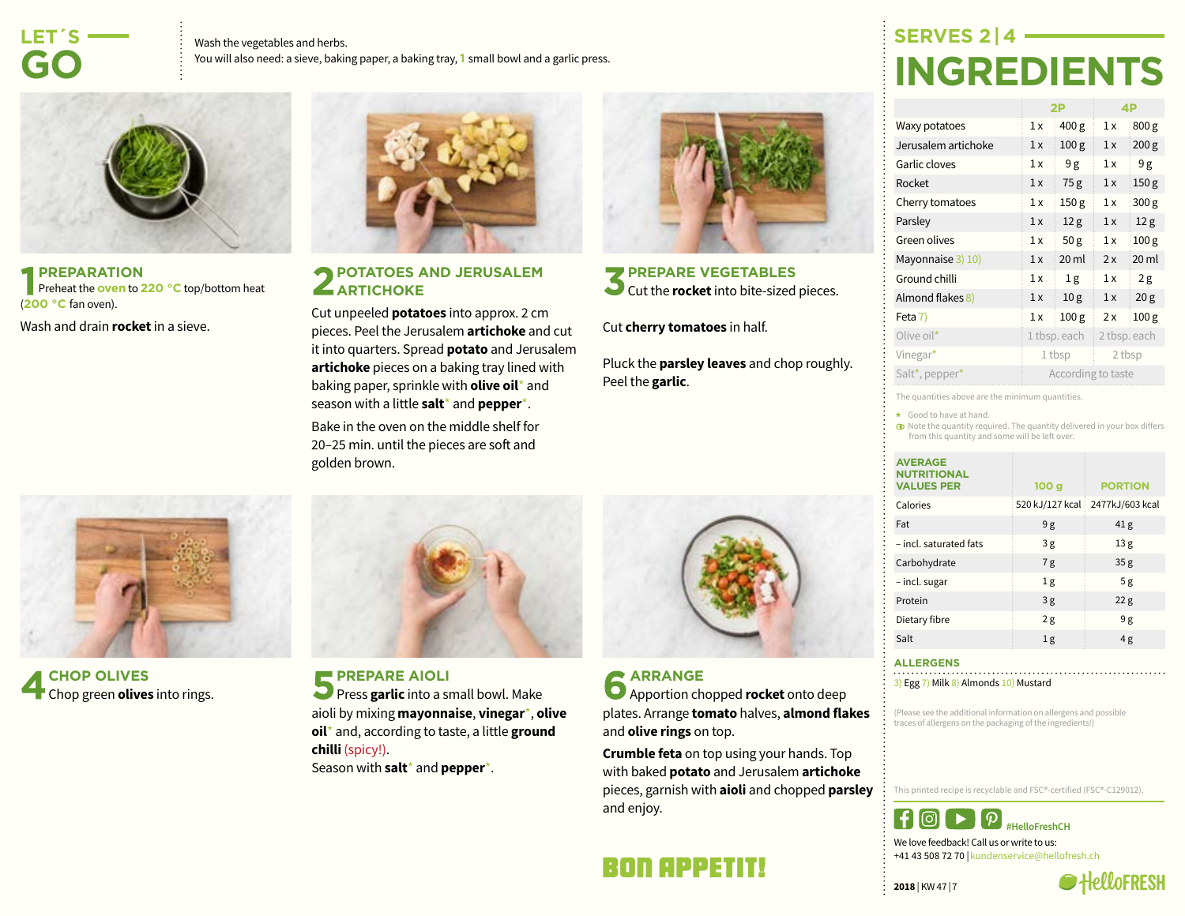# LET´S GO

Wash the vegetables and herbs.
You will also need: a sieve, baking paper, a baking tray, 1 small bowl and a garlic press.

## 1 PREPARATION

Preheat the **oven** to **220 °C** top/bottom heat (**200 °C** fan oven).

Wash and drain **rocket** in a sieve.

## 2 POTATOES AND JERUSALEM ARTICHOKE

Cut unpeeled **potatoes** into approx. 2 cm pieces. Peel the Jerusalem **artichoke** and cut it into quarters. Spread **potato** and Jerusalem **artichoke** pieces on a baking tray lined with baking paper, sprinkle with **olive oil*** and season with a little **salt*** and **pepper***.

Bake in the oven on the middle shelf for 20–25 min. until the pieces are soft and golden brown.

## 3 PREPARE VEGETABLES

Cut the **rocket** into bite-sized pieces.

Cut **cherry tomatoes** in half.

Pluck the **parsley leaves** and chop roughly. Peel the **garlic**.

## 4 CHOP OLIVES

Chop green **olives** into rings.

## 5 PREPARE AIOLI

Press **garlic** into a small bowl. Make aioli by mixing **mayonnaise**, **vinegar***, **olive oil*** and, according to taste, a little **ground chilli** (spicy!).
Season with **salt*** and **pepper***.

## 6 ARRANGE

Apportion chopped **rocket** onto deep plates. Arrange **tomato** halves, **almond flakes** and **olive rings** on top.

**Crumble feta** on top using your hands. Top with baked **potato** and Jerusalem **artichoke** pieces, garnish with **aioli** and chopped **parsley** and enjoy.

**BON APPETIT!**

# SERVES 2 | 4
# INGREDIENTS

| | 2P | | 4P | |
|---|---|---|---|---|
| Waxy potatoes | 1 x | 400 g | 1 x | 800 g |
| Jerusalem artichoke | 1 x | 100 g | 1 x | 200 g |
| Garlic cloves | 1 x | 9 g | 1 x | 9 g |
| Rocket | 1 x | 75 g | 1 x | 150 g |
| Cherry tomatoes | 1 x | 150 g | 1 x | 300 g |
| Parsley | 1 x | 12 g | 1 x | 12 g |
| Green olives | 1 x | 50 g | 1 x | 100 g |
| Mayonnaise 3) 10) | 1 x | 20 ml | 2 x | 20 ml |
| Ground chilli | 1 x | 1 g | 1 x | 2 g |
| Almond flakes 8) | 1 x | 10 g | 1 x | 20 g |
| Feta 7) | 1 x | 100 g | 2 x | 100 g |
| Olive oil* | 1 tbsp. each | | 2 tbsp. each | |
| Vinegar* | 1 tbsp | | 2 tbsp | |
| Salt*, pepper* | According to taste | | | |

The quantities above are the minimum quantities.

* Good to have at hand.
Note the quantity required. The quantity delivered in your box differs from this quantity and some will be left over.

| AVERAGE NUTRITIONAL VALUES PER | 100 g | PORTION |
|---|---|---|
| Calories | 520 kJ/127 kcal | 2477kJ/603 kcal |
| Fat | 9 g | 41 g |
| – incl. saturated fats | 3 g | 13 g |
| Carbohydrate | 7 g | 35 g |
| – incl. sugar | 1 g | 5 g |
| Protein | 3 g | 22 g |
| Dietary fibre | 2 g | 9 g |
| Salt | 1 g | 4 g |

### ALLERGENS

3) Egg 7) Milk 8) Almonds 10) Mustard

(Please see the additional information on allergens and possible traces of allergens on the packaging of the ingredients!)

This printed recipe is recyclable and FSC®-certified (FSC®-C129012).

#HelloFreshCH

We love feedback! Call us or write to us:
+41 43 508 72 70 | kundenservice@hellofresh.ch

2018 | KW 47 | 7

HelloFRESH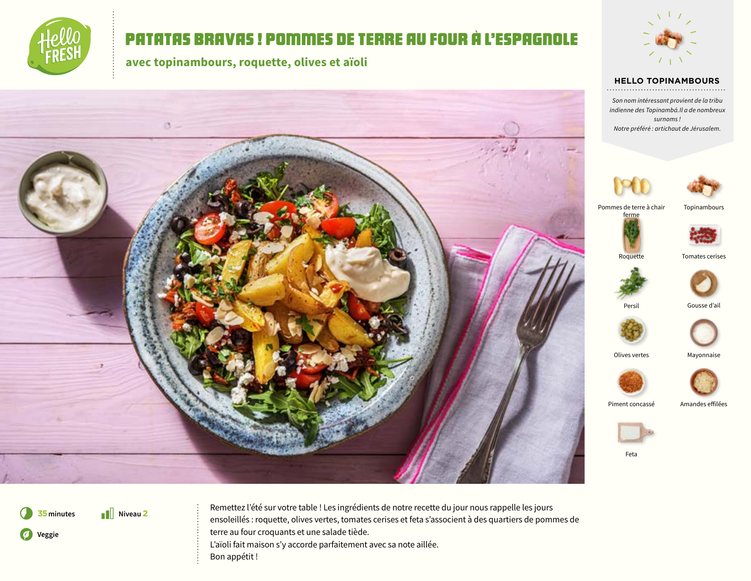# PATATAS BRAVAS ! POMMES DE TERRE AU FOUR À L'ESPAGNOLE

## avec topinambours, roquette, olives et aïoli

### HELLO TOPINAMBOURS

*Son nom intéressant provient de la tribu indienne des Topinambá.Il a de nombreux surnoms !*
*Notre préféré : artichaut de Jérusalem.*

- Pommes de terre à chair ferme
- Topinambours
- Roquette
- Tomates cerises
- Persil
- Gousse d'ail
- Olives vertes
- Mayonnaise
- Piment concassé
- Amandes effilées
- Feta

**35** minutes

Niveau **2**

Veggie

Remettez l'été sur votre table ! Les ingrédients de notre recette du jour nous rappelle les jours ensoleillés : roquette, olives vertes, tomates cerises et feta s'associent à des quartiers de pommes de terre au four croquants et une salade tiède.
L'aïoli fait maison s'y accorde parfaitement avec sa note aillée.
Bon appétit !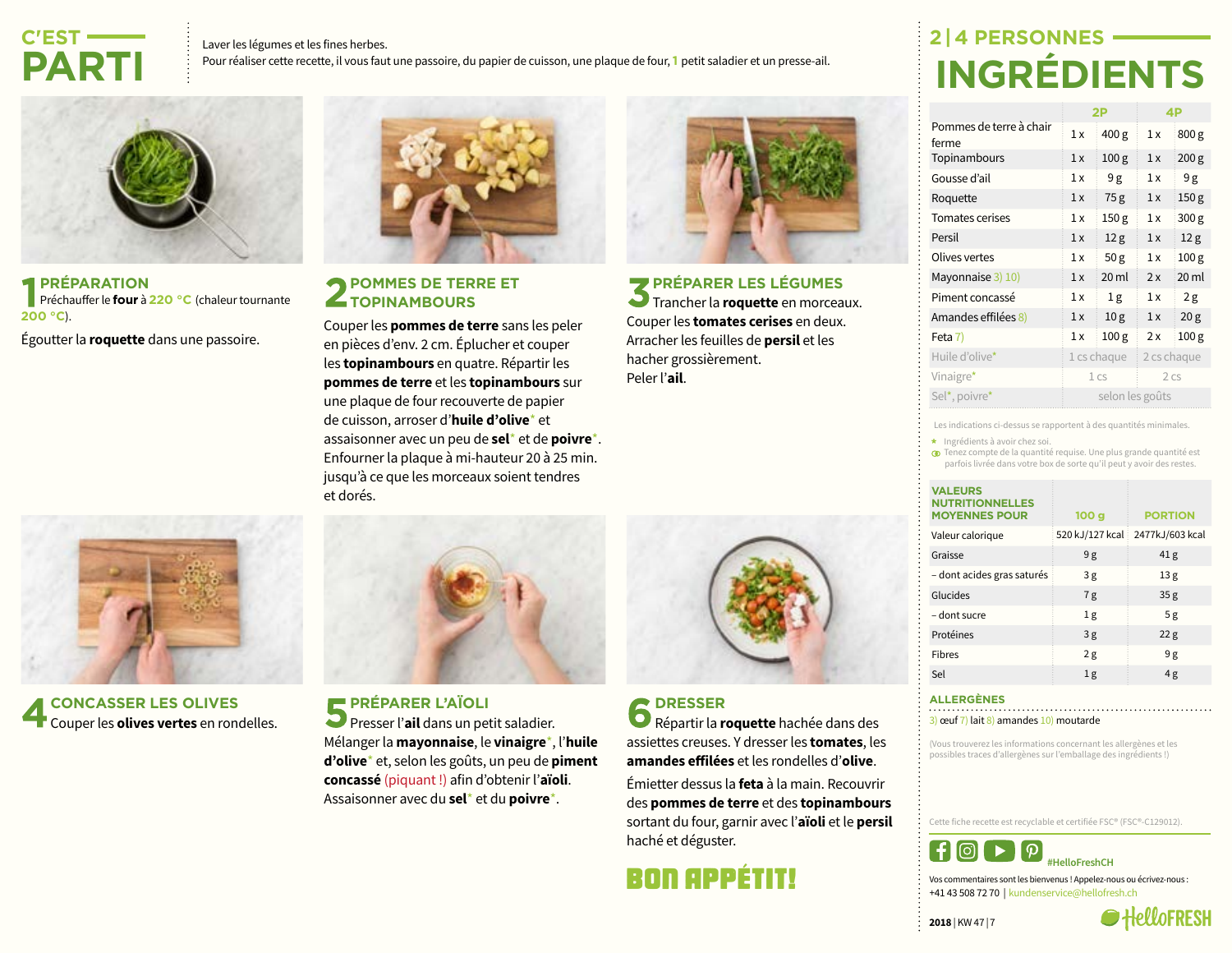# C'EST PARTI

Laver les légumes et les fines herbes.
Pour réaliser cette recette, il vous faut une passoire, du papier de cuisson, une plaque de four, 1 petit saladier et un presse-ail.

## 1 PRÉPARATION

Préchauffer le **four** à 220 °C (chaleur tournante 200 °C).

Égoutter la **roquette** dans une passoire.

## 2 POMMES DE TERRE ET TOPINAMBOURS

Couper les **pommes de terre** sans les peler en pièces d'env. 2 cm. Éplucher et couper les **topinambours** en quatre. Répartir les **pommes de terre** et les **topinambours** sur une plaque de four recouverte de papier de cuisson, arroser d'**huile d'olive*** et assaisonner avec un peu de **sel*** et de **poivre***. Enfourner la plaque à mi-hauteur 20 à 25 min. jusqu'à ce que les morceaux soient tendres et dorés.

## 3 PRÉPARER LES LÉGUMES

Trancher la **roquette** en morceaux. Couper les **tomates cerises** en deux. Arracher les feuilles de **persil** et les hacher grossièrement. Peler l'**ail**.

## 4 CONCASSER LES OLIVES

Couper les **olives vertes** en rondelles.

## 5 PRÉPARER L'AÏOLI

Presser l'**ail** dans un petit saladier. Mélanger la **mayonnaise**, le **vinaigre***, l'**huile d'olive*** et, selon les goûts, un peu de **piment concassé** (piquant !) afin d'obtenir l'**aïoli**. Assaisonner avec du **sel*** et du **poivre***.

## 6 DRESSER

Répartir la **roquette** hachée dans des assiettes creuses. Y dresser les **tomates**, les **amandes effilées** et les rondelles d'**olive**.

Émietter dessus la **feta** à la main. Recouvrir des **pommes de terre** et des **topinambours** sortant du four, garnir avec l'**aïoli** et le **persil** haché et déguster.

**BON APPÉTIT!**

# 2 | 4 PERSONNES
# INGRÉDIENTS

| | 2P | | 4P | |
|---|---|---|---|---|
| Pommes de terre à chair ferme | 1 x | 400 g | 1 x | 800 g |
| Topinambours | 1 x | 100 g | 1 x | 200 g |
| Gousse d'ail | 1 x | 9 g | 1 x | 9 g |
| Roquette | 1 x | 75 g | 1 x | 150 g |
| Tomates cerises | 1 x | 150 g | 1 x | 300 g |
| Persil | 1 x | 12 g | 1 x | 12 g |
| Olives vertes | 1 x | 50 g | 1 x | 100 g |
| Mayonnaise 3) 10) | 1 x | 20 ml | 2 x | 20 ml |
| Piment concassé | 1 x | 1 g | 1 x | 2 g |
| Amandes effilées 8) | 1 x | 10 g | 1 x | 20 g |
| Feta 7) | 1 x | 100 g | 2 x | 100 g |
| Huile d'olive* | 1 cs chaque | | 2 cs chaque | |
| Vinaigre* | 1 cs | | 2 cs | |
| Sel*, poivre* | selon les goûts | | | |

Les indications ci-dessus se rapportent à des quantités minimales.

* Ingrédients à avoir chez soi.

Tenez compte de la quantité requise. Une plus grande quantité est parfois livrée dans votre box de sorte qu'il peut y avoir des restes.

| VALEURS NUTRITIONNELLES MOYENNES POUR | 100 g | PORTION |
|---|---|---|
| Valeur calorique | 520 kJ/127 kcal | 2477kJ/603 kcal |
| Graisse | 9 g | 41 g |
| – dont acides gras saturés | 3 g | 13 g |
| Glucides | 7 g | 35 g |
| – dont sucre | 1 g | 5 g |
| Protéines | 3 g | 22 g |
| Fibres | 2 g | 9 g |
| Sel | 1 g | 4 g |

## ALLERGÈNES

3) œuf 7) lait 8) amandes 10) moutarde

(Vous trouverez les informations concernant les allergènes et les possibles traces d'allergènes sur l'emballage des ingrédients !)

Cette fiche recette est recyclable et certifiée FSC® (FSC®-C129012).

#HelloFreshCH

Vos commentaires sont les bienvenus ! Appelez-nous ou écrivez-nous : +41 43 508 72 70 | kundenservice@hellofresh.ch

2018 | KW 47 | 7

HelloFRESH